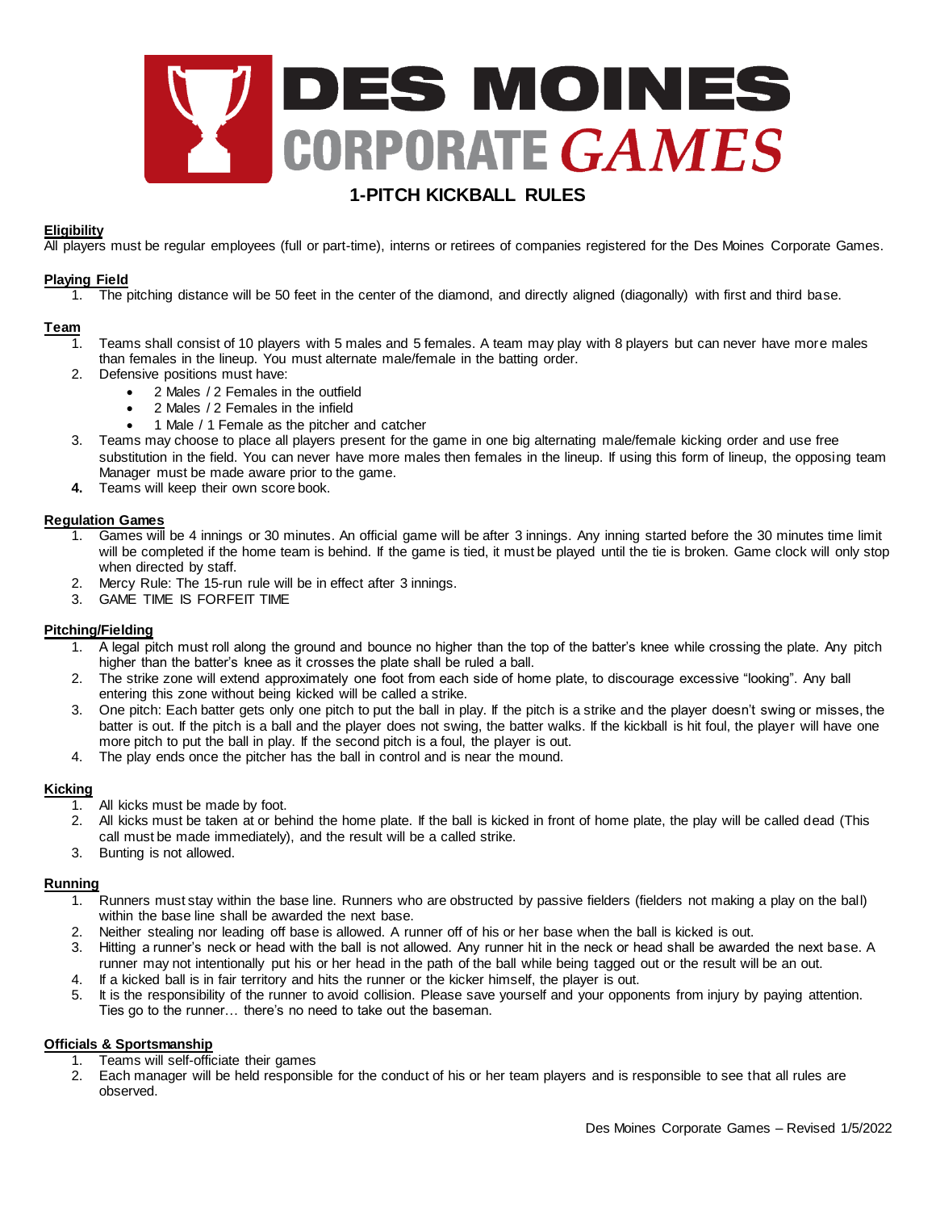# DES MOINES CORPORATE GAMES

## 1-PITCH KICKBALL RULES

**Eligibility**

All players must be regular employees (full or part-time), interns or retirees of companies registered for the Des Moines Corporate Games.

**Playing Field**

1. The pitching distance will be 50 feet in the center of the diamond, and directly aligned (diagonally) with first and third base.

**Team**

1. Teams shall consist of 10 players with 5 males and 5 females. A team may play with 8 players but can never have more males than females in the lineup. You must alternate male/female in the batting order.
2. Defensive positions must have:
   - 2 Males / 2 Females in the outfield
   - 2 Males / 2 Females in the infield
   - 1 Male / 1 Female as the pitcher and catcher
3. Teams may choose to place all players present for the game in one big alternating male/female kicking order and use free substitution in the field. You can never have more males then females in the lineup. If using this form of lineup, the opposing team Manager must be made aware prior to the game.
4. Teams will keep their own score book.

**Regulation Games**

1. Games will be 4 innings or 30 minutes. An official game will be after 3 innings. Any inning started before the 30 minutes time limit will be completed if the home team is behind. If the game is tied, it must be played until the tie is broken. Game clock will only stop when directed by staff.
2. Mercy Rule: The 15-run rule will be in effect after 3 innings.
3. GAME TIME IS FORFEIT TIME

**Pitching/Fielding**

1. A legal pitch must roll along the ground and bounce no higher than the top of the batter's knee while crossing the plate. Any pitch higher than the batter's knee as it crosses the plate shall be ruled a ball.
2. The strike zone will extend approximately one foot from each side of home plate, to discourage excessive "looking". Any ball entering this zone without being kicked will be called a strike.
3. One pitch: Each batter gets only one pitch to put the ball in play. If the pitch is a strike and the player doesn't swing or misses, the batter is out. If the pitch is a ball and the player does not swing, the batter walks. If the kickball is hit foul, the player will have one more pitch to put the ball in play. If the second pitch is a foul, the player is out.
4. The play ends once the pitcher has the ball in control and is near the mound.

**Kicking**

1. All kicks must be made by foot.
2. All kicks must be taken at or behind the home plate. If the ball is kicked in front of home plate, the play will be called dead (This call must be made immediately), and the result will be a called strike.
3. Bunting is not allowed.

**Running**

1. Runners must stay within the base line. Runners who are obstructed by passive fielders (fielders not making a play on the ball) within the base line shall be awarded the next base.
2. Neither stealing nor leading off base is allowed. A runner off of his or her base when the ball is kicked is out.
3. Hitting a runner's neck or head with the ball is not allowed. Any runner hit in the neck or head shall be awarded the next base. A runner may not intentionally put his or her head in the path of the ball while being tagged out or the result will be an out.
4. If a kicked ball is in fair territory and hits the runner or the kicker himself, the player is out.
5. It is the responsibility of the runner to avoid collision. Please save yourself and your opponents from injury by paying attention. Ties go to the runner… there's no need to take out the baseman.

**Officials & Sportsmanship**

1. Teams will self-officiate their games
2. Each manager will be held responsible for the conduct of his or her team players and is responsible to see that all rules are observed.

Des Moines Corporate Games – Revised 1/5/2022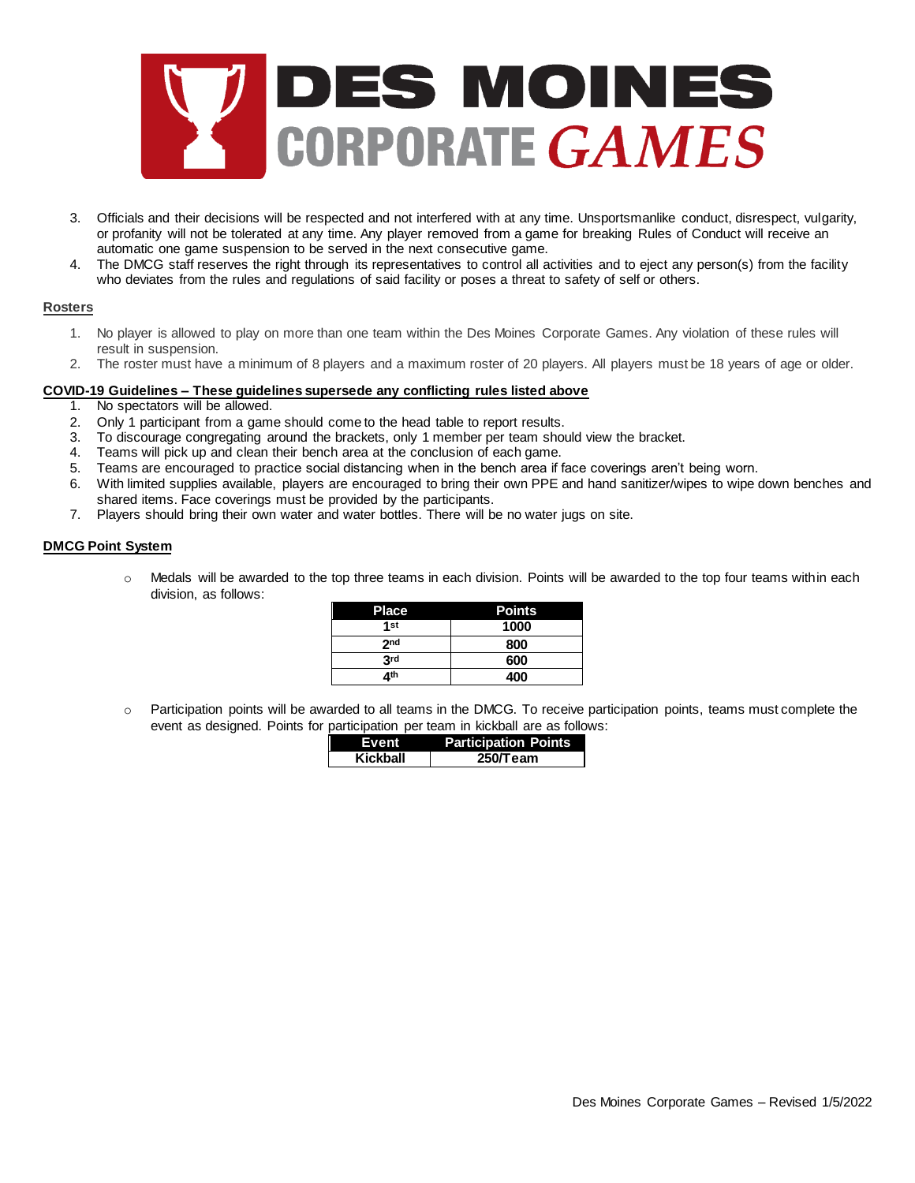3. Officials and their decisions will be respected and not interfered with at any time. Unsportsmanlike conduct, disrespect, vulgarity, or profanity will not be tolerated at any time. Any player removed from a game for breaking Rules of Conduct will receive an automatic one game suspension to be served in the next consecutive game.
4. The DMCG staff reserves the right through its representatives to control all activities and to eject any person(s) from the facility who deviates from the rules and regulations of said facility or poses a threat to safety of self or others.

## Rosters

1. No player is allowed to play on more than one team within the Des Moines Corporate Games. Any violation of these rules will result in suspension.
2. The roster must have a minimum of 8 players and a maximum roster of 20 players. All players must be 18 years of age or older.

## COVID-19 Guidelines – These guidelines supersede any conflicting rules listed above

1. No spectators will be allowed.
2. Only 1 participant from a game should come to the head table to report results.
3. To discourage congregating around the brackets, only 1 member per team should view the bracket.
4. Teams will pick up and clean their bench area at the conclusion of each game.
5. Teams are encouraged to practice social distancing when in the bench area if face coverings aren't being worn.
6. With limited supplies available, players are encouraged to bring their own PPE and hand sanitizer/wipes to wipe down benches and shared items. Face coverings must be provided by the participants.
7. Players should bring their own water and water bottles. There will be no water jugs on site.

## DMCG Point System

- Medals will be awarded to the top three teams in each division. Points will be awarded to the top four teams within each division, as follows:

| Place | Points |
|---|---|
| 1st | 1000 |
| 2nd | 800 |
| 3rd | 600 |
| 4th | 400 |

- Participation points will be awarded to all teams in the DMCG. To receive participation points, teams must complete the event as designed. Points for participation per team in kickball are as follows:

| Event | Participation Points |
|---|---|
| Kickball | 250/Team |

Des Moines Corporate Games – Revised 1/5/2022